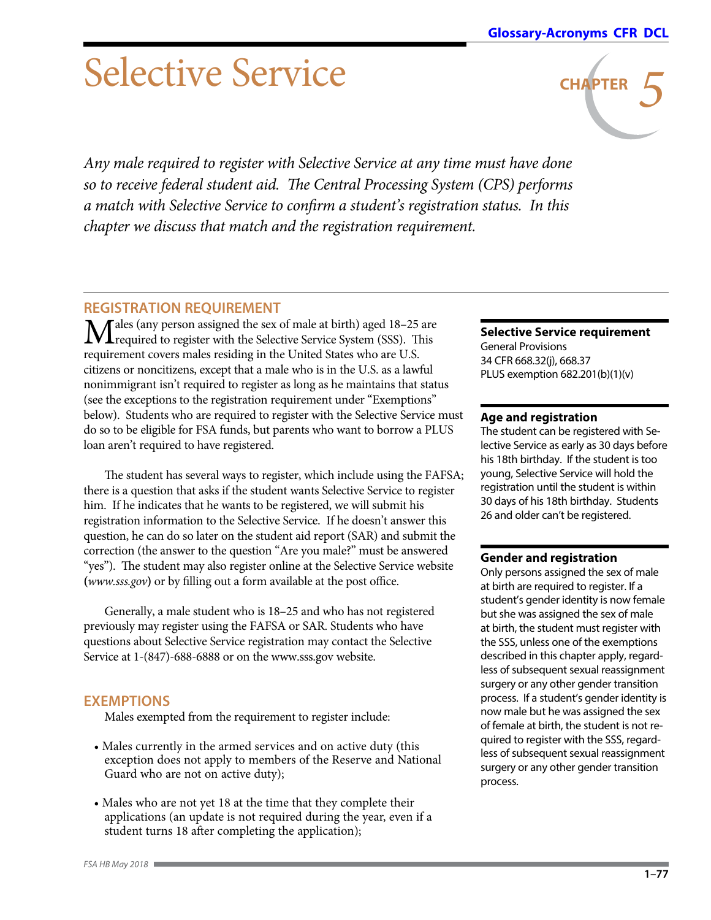# Selective Service

## CHAPTER 5

*Any male required to register with Selective Service at any time must have done so to receive federal student aid. The Central Processing System (CPS) performs a match with Selective Service to confirm a student's registration status. In this chapter we discuss that match and the registration requirement.*

## REGISTRATION REQUIREMENT

Males (any person assigned the sex of male at birth) aged 18–25 are required to register with the Selective Service System (SSS). This requirement covers males residing in the United States who are U.S. citizens or noncitizens, except that a male who is in the U.S. as a lawful nonimmigrant isn't required to register as long as he maintains that status (see the exceptions to the registration requirement under "Exemptions" below). Students who are required to register with the Selective Service must do so to be eligible for FSA funds, but parents who want to borrow a PLUS loan aren't required to have registered.

The student has several ways to register, which include using the FAFSA; there is a question that asks if the student wants Selective Service to register him. If he indicates that he wants to be registered, we will submit his registration information to the Selective Service. If he doesn't answer this question, he can do so later on the student aid report (SAR) and submit the correction (the answer to the question "Are you male?" must be answered "yes"). The student may also register online at the Selective Service website (*www.sss.gov*) or by filling out a form available at the post office.

Generally, a male student who is 18–25 and who has not registered previously may register using the FAFSA or SAR. Students who have questions about Selective Service registration may contact the Selective Service at 1-(847)-688-6888 or on the www.sss.gov website.

## EXEMPTIONS

Males exempted from the requirement to register include:

- Males currently in the armed services and on active duty (this exception does not apply to members of the Reserve and National Guard who are not on active duty);
- Males who are not yet 18 at the time that they complete their applications (an update is not required during the year, even if a student turns 18 after completing the application);

---

**Selective Service requirement**
General Provisions
34 CFR 668.32(j), 668.37
PLUS exemption 682.201(b)(1)(v)

**Age and registration**
The student can be registered with Selective Service as early as 30 days before his 18th birthday. If the student is too young, Selective Service will hold the registration until the student is within 30 days of his 18th birthday. Students 26 and older can't be registered.

**Gender and registration**
Only persons assigned the sex of male at birth are required to register. If a student's gender identity is now female but she was assigned the sex of male at birth, the student must register with the SSS, unless one of the exemptions described in this chapter apply, regardless of subsequent sexual reassignment surgery or any other gender transition process. If a student's gender identity is now male but he was assigned the sex of female at birth, the student is not required to register with the SSS, regardless of subsequent sexual reassignment surgery or any other gender transition process.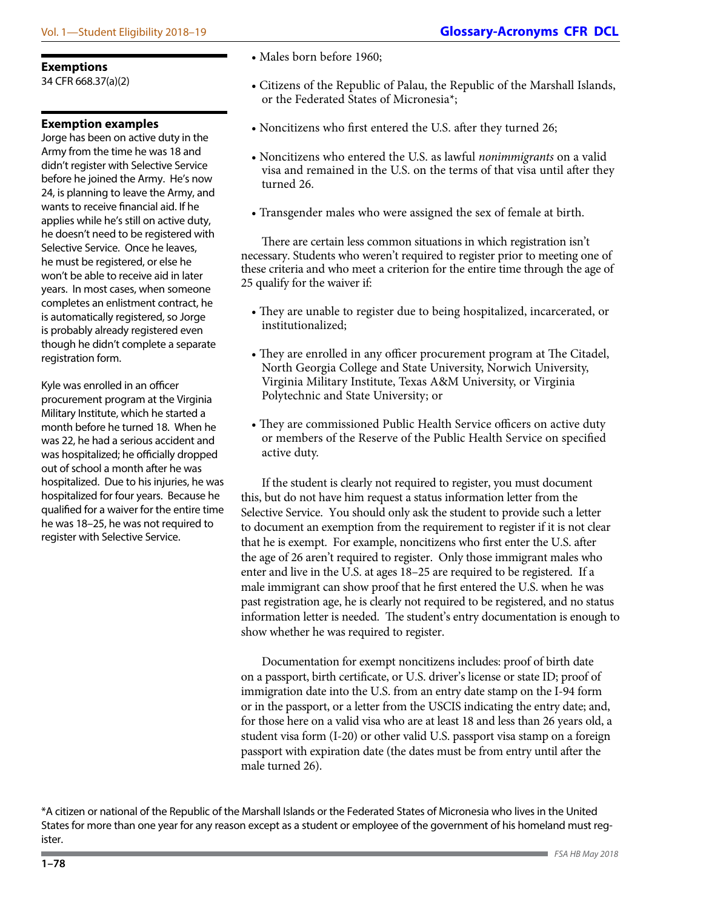**Exemptions**
34 CFR 668.37(a)(2)

**Exemption examples**

Jorge has been on active duty in the Army from the time he was 18 and didn't register with Selective Service before he joined the Army. He's now 24, is planning to leave the Army, and wants to receive financial aid. If he applies while he's still on active duty, he doesn't need to be registered with Selective Service. Once he leaves, he must be registered, or else he won't be able to receive aid in later years. In most cases, when someone completes an enlistment contract, he is automatically registered, so Jorge is probably already registered even though he didn't complete a separate registration form.

Kyle was enrolled in an officer procurement program at the Virginia Military Institute, which he started a month before he turned 18. When he was 22, he had a serious accident and was hospitalized; he officially dropped out of school a month after he was hospitalized. Due to his injuries, he was hospitalized for four years. Because he qualified for a waiver for the entire time he was 18–25, he was not required to register with Selective Service.

- Males born before 1960;
- Citizens of the Republic of Palau, the Republic of the Marshall Islands, or the Federated States of Micronesia*;
- Noncitizens who first entered the U.S. after they turned 26;
- Noncitizens who entered the U.S. as lawful *nonimmigrants* on a valid visa and remained in the U.S. on the terms of that visa until after they turned 26.
- Transgender males who were assigned the sex of female at birth.

There are certain less common situations in which registration isn't necessary. Students who weren't required to register prior to meeting one of these criteria and who meet a criterion for the entire time through the age of 25 qualify for the waiver if:

- They are unable to register due to being hospitalized, incarcerated, or institutionalized;
- They are enrolled in any officer procurement program at The Citadel, North Georgia College and State University, Norwich University, Virginia Military Institute, Texas A&M University, or Virginia Polytechnic and State University; or
- They are commissioned Public Health Service officers on active duty or members of the Reserve of the Public Health Service on specified active duty.

If the student is clearly not required to register, you must document this, but do not have him request a status information letter from the Selective Service. You should only ask the student to provide such a letter to document an exemption from the requirement to register if it is not clear that he is exempt. For example, noncitizens who first enter the U.S. after the age of 26 aren't required to register. Only those immigrant males who enter and live in the U.S. at ages 18–25 are required to be registered. If a male immigrant can show proof that he first entered the U.S. when he was past registration age, he is clearly not required to be registered, and no status information letter is needed. The student's entry documentation is enough to show whether he was required to register.

Documentation for exempt noncitizens includes: proof of birth date on a passport, birth certificate, or U.S. driver's license or state ID; proof of immigration date into the U.S. from an entry date stamp on the I-94 form or in the passport, or a letter from the USCIS indicating the entry date; and, for those here on a valid visa who are at least 18 and less than 26 years old, a student visa form (I-20) or other valid U.S. passport visa stamp on a foreign passport with expiration date (the dates must be from entry until after the male turned 26).

*A citizen or national of the Republic of the Marshall Islands or the Federated States of Micronesia who lives in the United States for more than one year for any reason except as a student or employee of the government of his homeland must register.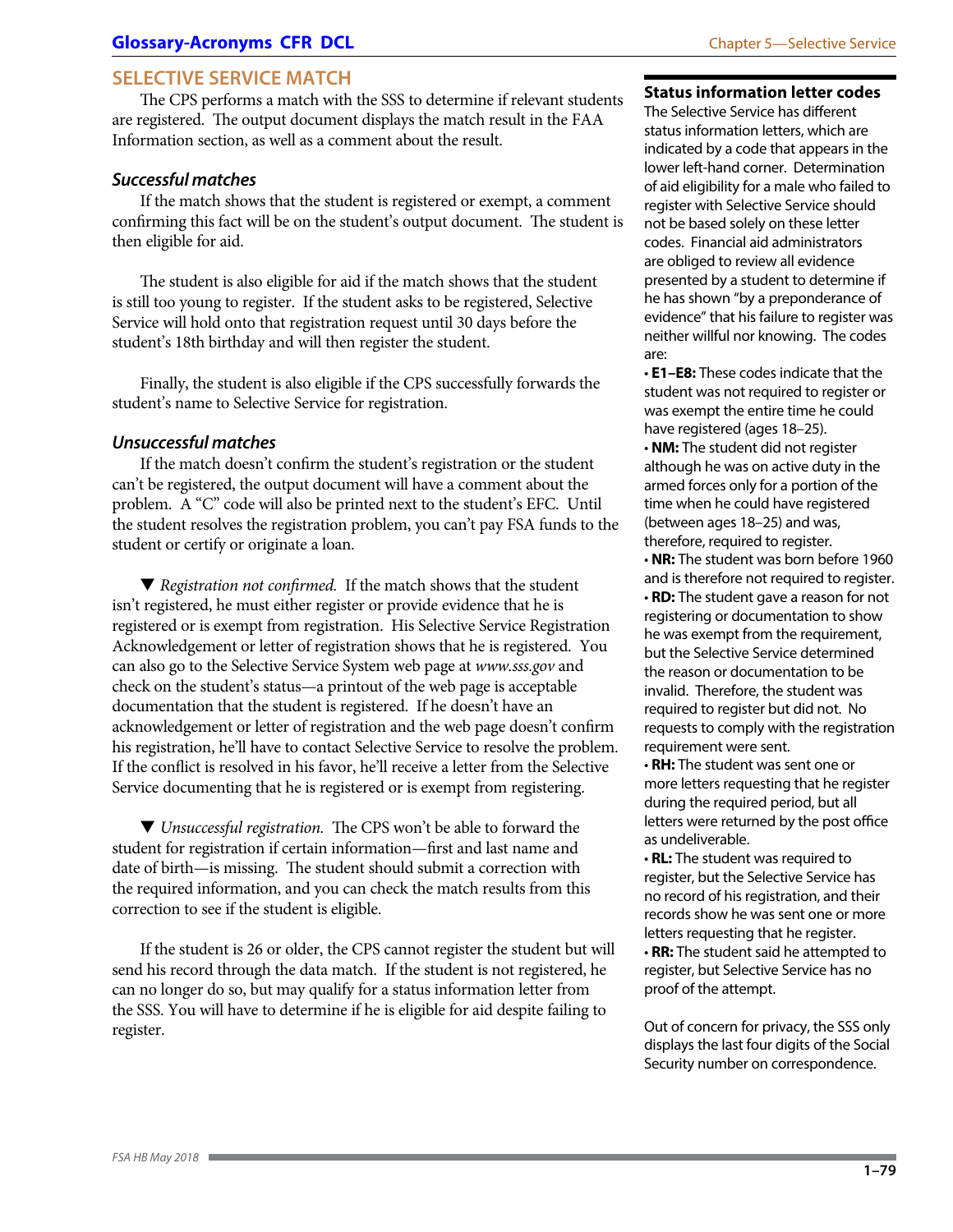## SELECTIVE SERVICE MATCH

The CPS performs a match with the SSS to determine if relevant students are registered. The output document displays the match result in the FAA Information section, as well as a comment about the result.

### *Successful matches*

If the match shows that the student is registered or exempt, a comment confirming this fact will be on the student's output document. The student is then eligible for aid.

The student is also eligible for aid if the match shows that the student is still too young to register. If the student asks to be registered, Selective Service will hold onto that registration request until 30 days before the student's 18th birthday and will then register the student.

Finally, the student is also eligible if the CPS successfully forwards the student's name to Selective Service for registration.

### *Unsuccessful matches*

If the match doesn't confirm the student's registration or the student can't be registered, the output document will have a comment about the problem. A "C" code will also be printed next to the student's EFC. Until the student resolves the registration problem, you can't pay FSA funds to the student or certify or originate a loan.

▼ *Registration not confirmed.* If the match shows that the student isn't registered, he must either register or provide evidence that he is registered or is exempt from registration. His Selective Service Registration Acknowledgement or letter of registration shows that he is registered. You can also go to the Selective Service System web page at *www.sss.gov* and check on the student's status—a printout of the web page is acceptable documentation that the student is registered. If he doesn't have an acknowledgement or letter of registration and the web page doesn't confirm his registration, he'll have to contact Selective Service to resolve the problem. If the conflict is resolved in his favor, he'll receive a letter from the Selective Service documenting that he is registered or is exempt from registering.

▼ *Unsuccessful registration.* The CPS won't be able to forward the student for registration if certain information—first and last name and date of birth—is missing. The student should submit a correction with the required information, and you can check the match results from this correction to see if the student is eligible.

If the student is 26 or older, the CPS cannot register the student but will send his record through the data match. If the student is not registered, he can no longer do so, but may qualify for a status information letter from the SSS. You will have to determine if he is eligible for aid despite failing to register.

**Status information letter codes**

The Selective Service has different status information letters, which are indicated by a code that appears in the lower left-hand corner. Determination of aid eligibility for a male who failed to register with Selective Service should not be based solely on these letter codes. Financial aid administrators are obliged to review all evidence presented by a student to determine if he has shown "by a preponderance of evidence" that his failure to register was neither willful nor knowing. The codes are:

- **E1–E8:** These codes indicate that the student was not required to register or was exempt the entire time he could have registered (ages 18–25).
- **NM:** The student did not register although he was on active duty in the armed forces only for a portion of the time when he could have registered (between ages 18–25) and was, therefore, required to register.
- **NR:** The student was born before 1960 and is therefore not required to register.
- **RD:** The student gave a reason for not registering or documentation to show he was exempt from the requirement, but the Selective Service determined the reason or documentation to be invalid. Therefore, the student was required to register but did not. No requests to comply with the registration requirement were sent.
- **RH:** The student was sent one or more letters requesting that he register during the required period, but all letters were returned by the post office as undeliverable.
- **RL:** The student was required to register, but the Selective Service has no record of his registration, and their records show he was sent one or more letters requesting that he register.
- **RR:** The student said he attempted to register, but Selective Service has no proof of the attempt.

Out of concern for privacy, the SSS only displays the last four digits of the Social Security number on correspondence.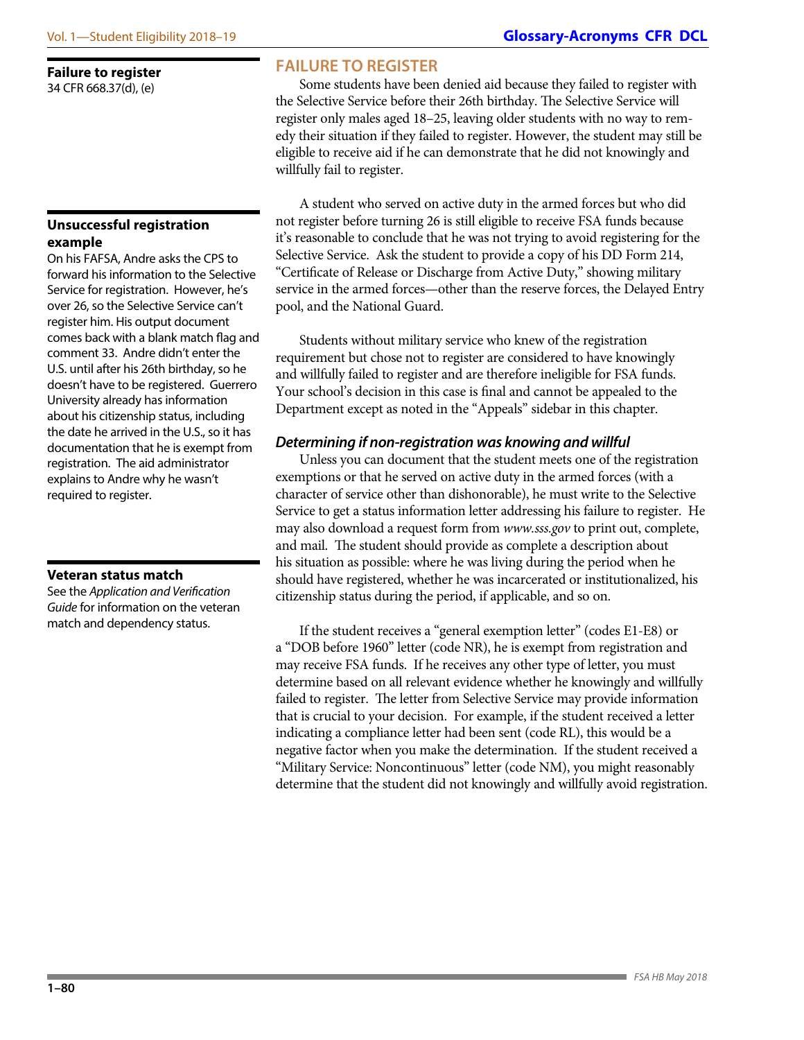## FAILURE TO REGISTER

Some students have been denied aid because they failed to register with the Selective Service before their 26th birthday. The Selective Service will register only males aged 18–25, leaving older students with no way to remedy their situation if they failed to register. However, the student may still be eligible to receive aid if he can demonstrate that he did not knowingly and willfully fail to register.

A student who served on active duty in the armed forces but who did not register before turning 26 is still eligible to receive FSA funds because it's reasonable to conclude that he was not trying to avoid registering for the Selective Service. Ask the student to provide a copy of his DD Form 214, "Certificate of Release or Discharge from Active Duty," showing military service in the armed forces—other than the reserve forces, the Delayed Entry pool, and the National Guard.

Students without military service who knew of the registration requirement but chose not to register are considered to have knowingly and willfully failed to register and are therefore ineligible for FSA funds. Your school's decision in this case is final and cannot be appealed to the Department except as noted in the "Appeals" sidebar in this chapter.

### *Determining if non-registration was knowing and willful*

Unless you can document that the student meets one of the registration exemptions or that he served on active duty in the armed forces (with a character of service other than dishonorable), he must write to the Selective Service to get a status information letter addressing his failure to register. He may also download a request form from *www.sss.gov* to print out, complete, and mail. The student should provide as complete a description about his situation as possible: where he was living during the period when he should have registered, whether he was incarcerated or institutionalized, his citizenship status during the period, if applicable, and so on.

If the student receives a "general exemption letter" (codes E1-E8) or a "DOB before 1960" letter (code NR), he is exempt from registration and may receive FSA funds. If he receives any other type of letter, you must determine based on all relevant evidence whether he knowingly and willfully failed to register. The letter from Selective Service may provide information that is crucial to your decision. For example, if the student received a letter indicating a compliance letter had been sent (code RL), this would be a negative factor when you make the determination. If the student received a "Military Service: Noncontinuous" letter (code NM), you might reasonably determine that the student did not knowingly and willfully avoid registration.

---

**Failure to register**
34 CFR 668.37(d), (e)

**Unsuccessful registration example**

On his FAFSA, Andre asks the CPS to forward his information to the Selective Service for registration. However, he's over 26, so the Selective Service can't register him. His output document comes back with a blank match flag and comment 33. Andre didn't enter the U.S. until after his 26th birthday, so he doesn't have to be registered. Guerrero University already has information about his citizenship status, including the date he arrived in the U.S., so it has documentation that he is exempt from registration. The aid administrator explains to Andre why he wasn't required to register.

**Veteran status match**

See the *Application and Verification Guide* for information on the veteran match and dependency status.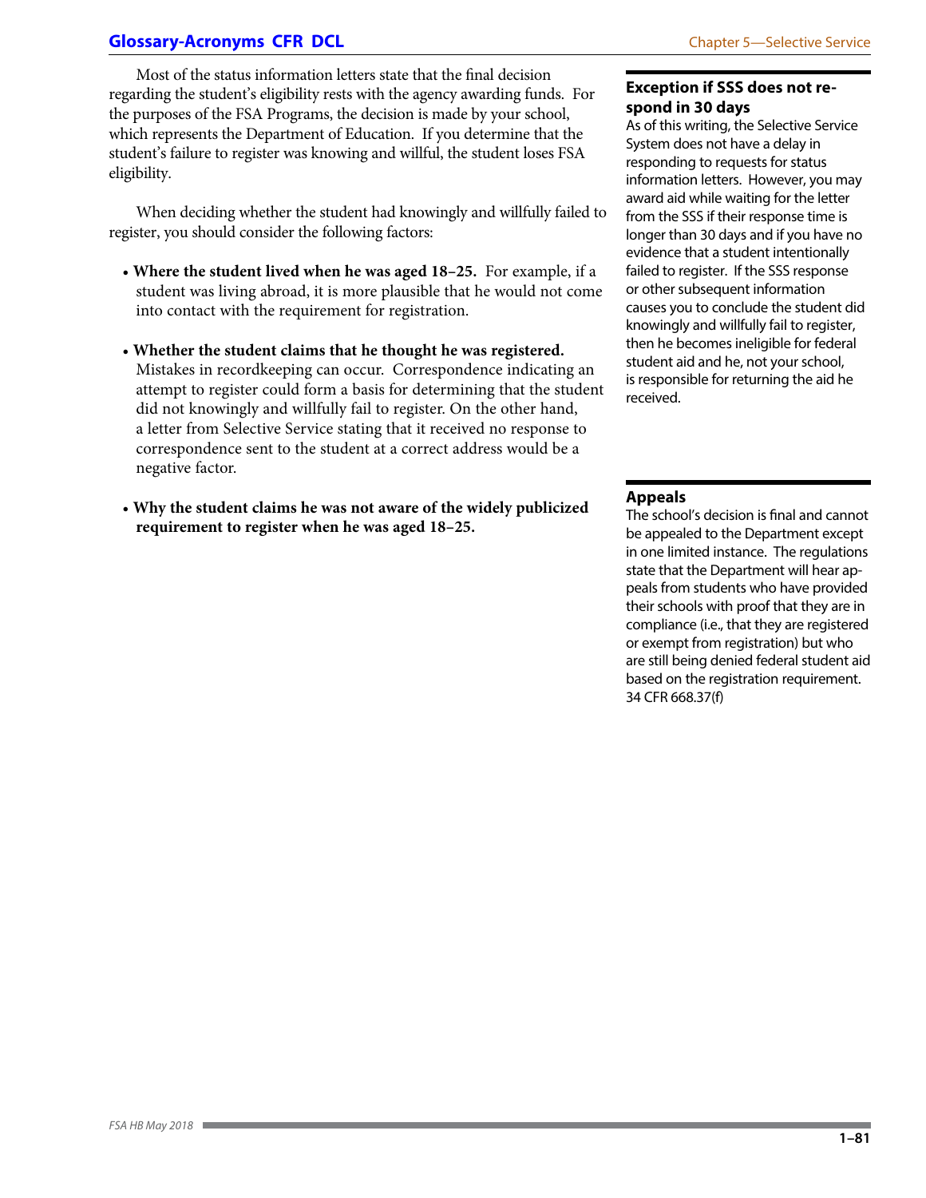Most of the status information letters state that the final decision regarding the student's eligibility rests with the agency awarding funds. For the purposes of the FSA Programs, the decision is made by your school, which represents the Department of Education. If you determine that the student's failure to register was knowing and willful, the student loses FSA eligibility.

When deciding whether the student had knowingly and willfully failed to register, you should consider the following factors:

- **Where the student lived when he was aged 18–25.** For example, if a student was living abroad, it is more plausible that he would not come into contact with the requirement for registration.
- **Whether the student claims that he thought he was registered.** Mistakes in recordkeeping can occur. Correspondence indicating an attempt to register could form a basis for determining that the student did not knowingly and willfully fail to register. On the other hand, a letter from Selective Service stating that it received no response to correspondence sent to the student at a correct address would be a negative factor.
- **Why the student claims he was not aware of the widely publicized requirement to register when he was aged 18–25.**

### Exception if SSS does not respond in 30 days

As of this writing, the Selective Service System does not have a delay in responding to requests for status information letters. However, you may award aid while waiting for the letter from the SSS if their response time is longer than 30 days and if you have no evidence that a student intentionally failed to register. If the SSS response or other subsequent information causes you to conclude the student did knowingly and willfully fail to register, then he becomes ineligible for federal student aid and he, not your school, is responsible for returning the aid he received.

### Appeals

The school's decision is final and cannot be appealed to the Department except in one limited instance. The regulations state that the Department will hear appeals from students who have provided their schools with proof that they are in compliance (i.e., that they are registered or exempt from registration) but who are still being denied federal student aid based on the registration requirement.
34 CFR 668.37(f)